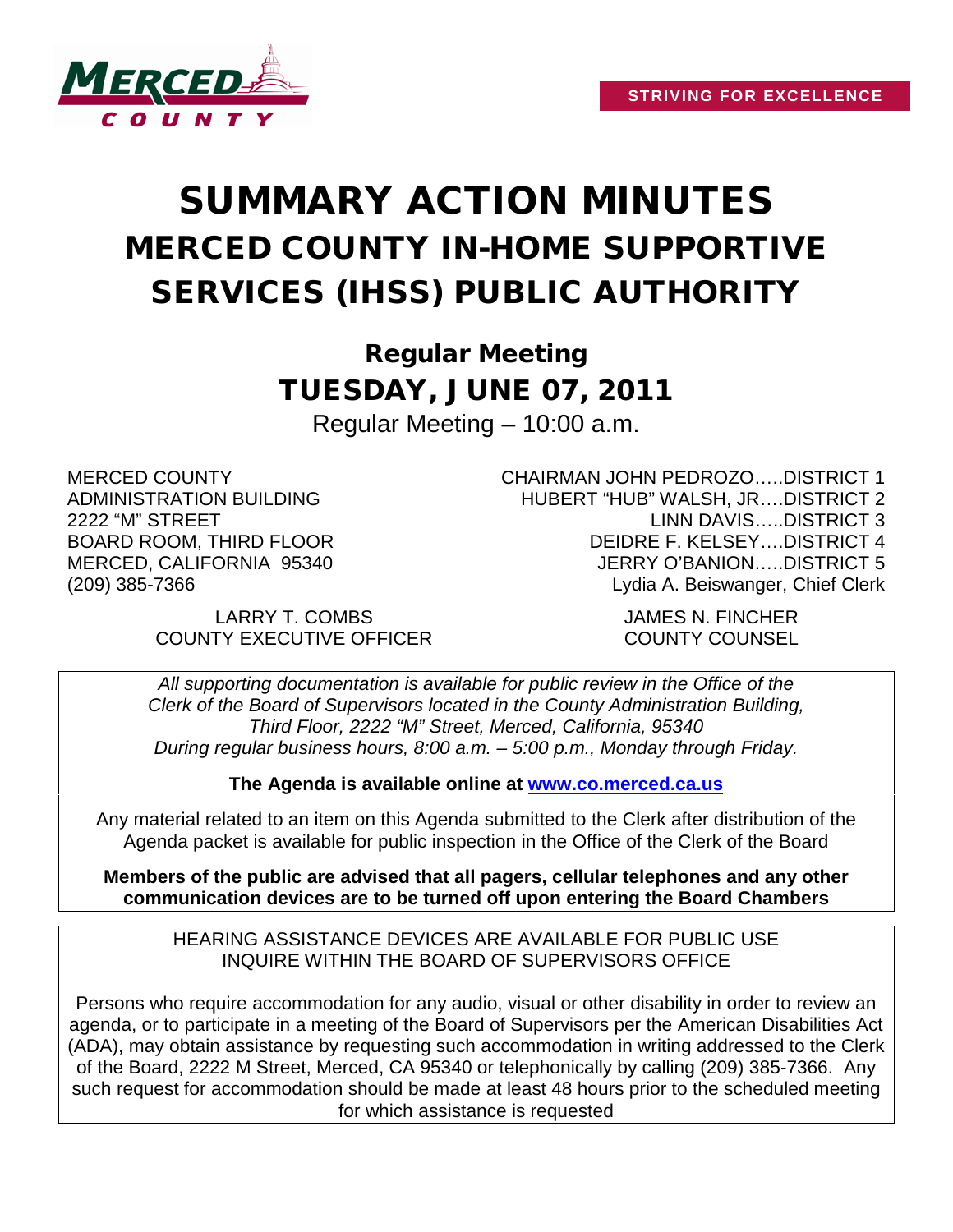**STRIVING FOR EXCELLENCE**

# SUMMARY ACTION MINUTES
# MERCED COUNTY IN-HOME SUPPORTIVE SERVICES (IHSS) PUBLIC AUTHORITY

## Regular Meeting
## TUESDAY, JUNE 07, 2011

Regular Meeting – 10:00 a.m.

MERCED COUNTY
ADMINISTRATION BUILDING
2222 "M" STREET
BOARD ROOM, THIRD FLOOR
MERCED, CALIFORNIA 95340
(209) 385-7366

CHAIRMAN JOHN PEDROZO…..DISTRICT 1
HUBERT "HUB" WALSH, JR….DISTRICT 2
LINN DAVIS…..DISTRICT 3
DEIDRE F. KELSEY….DISTRICT 4
JERRY O'BANION…..DISTRICT 5
Lydia A. Beiswanger, Chief Clerk

LARRY T. COMBS
COUNTY EXECUTIVE OFFICER

JAMES N. FINCHER
COUNTY COUNSEL

*All supporting documentation is available for public review in the Office of the Clerk of the Board of Supervisors located in the County Administration Building, Third Floor, 2222 "M" Street, Merced, California, 95340 During regular business hours, 8:00 a.m. – 5:00 p.m., Monday through Friday.*

**The Agenda is available online at www.co.merced.ca.us**

Any material related to an item on this Agenda submitted to the Clerk after distribution of the Agenda packet is available for public inspection in the Office of the Clerk of the Board

**Members of the public are advised that all pagers, cellular telephones and any other communication devices are to be turned off upon entering the Board Chambers**

HEARING ASSISTANCE DEVICES ARE AVAILABLE FOR PUBLIC USE
INQUIRE WITHIN THE BOARD OF SUPERVISORS OFFICE

Persons who require accommodation for any audio, visual or other disability in order to review an agenda, or to participate in a meeting of the Board of Supervisors per the American Disabilities Act (ADA), may obtain assistance by requesting such accommodation in writing addressed to the Clerk of the Board, 2222 M Street, Merced, CA 95340 or telephonically by calling (209) 385-7366. Any such request for accommodation should be made at least 48 hours prior to the scheduled meeting for which assistance is requested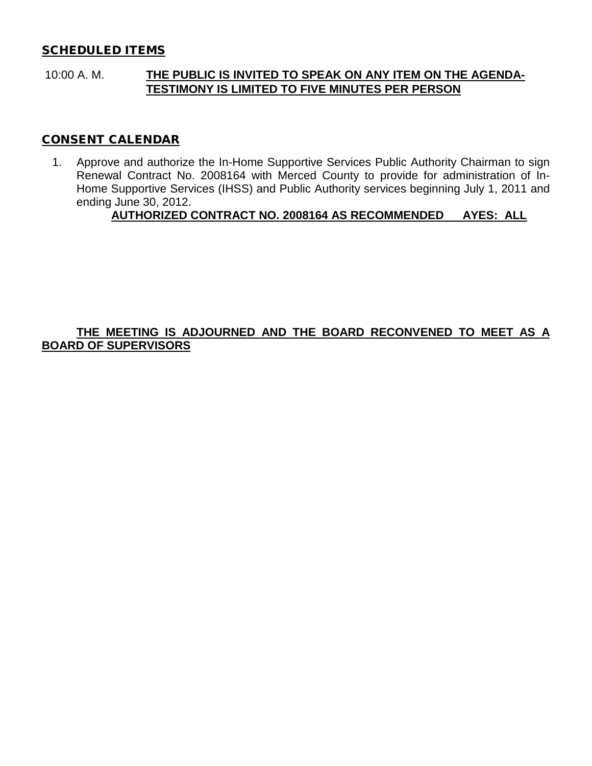## SCHEDULED ITEMS

10:00 A. M. **THE PUBLIC IS INVITED TO SPEAK ON ANY ITEM ON THE AGENDA-TESTIMONY IS LIMITED TO FIVE MINUTES PER PERSON**

## CONSENT CALENDAR

1. Approve and authorize the In-Home Supportive Services Public Authority Chairman to sign Renewal Contract No. 2008164 with Merced County to provide for administration of In-Home Supportive Services (IHSS) and Public Authority services beginning July 1, 2011 and ending June 30, 2012.

   **AUTHORIZED CONTRACT NO. 2008164 AS RECOMMENDED AYES: ALL**

**THE MEETING IS ADJOURNED AND THE BOARD RECONVENED TO MEET AS A BOARD OF SUPERVISORS**